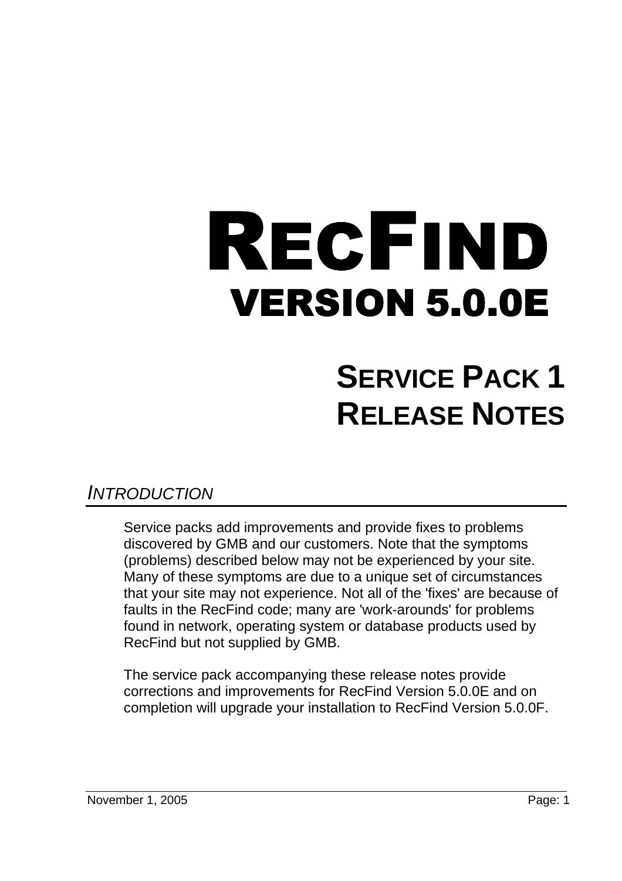# RECFIND

## VERSION 5.0.0E

## SERVICE PACK 1 RELEASE NOTES

### *INTRODUCTION*

Service packs add improvements and provide fixes to problems discovered by GMB and our customers. Note that the symptoms (problems) described below may not be experienced by your site. Many of these symptoms are due to a unique set of circumstances that your site may not experience. Not all of the 'fixes' are because of faults in the RecFind code; many are 'work-arounds' for problems found in network, operating system or database products used by RecFind but not supplied by GMB.

The service pack accompanying these release notes provide corrections and improvements for RecFind Version 5.0.0E and on completion will upgrade your installation to RecFind Version 5.0.0F.

November 1, 2005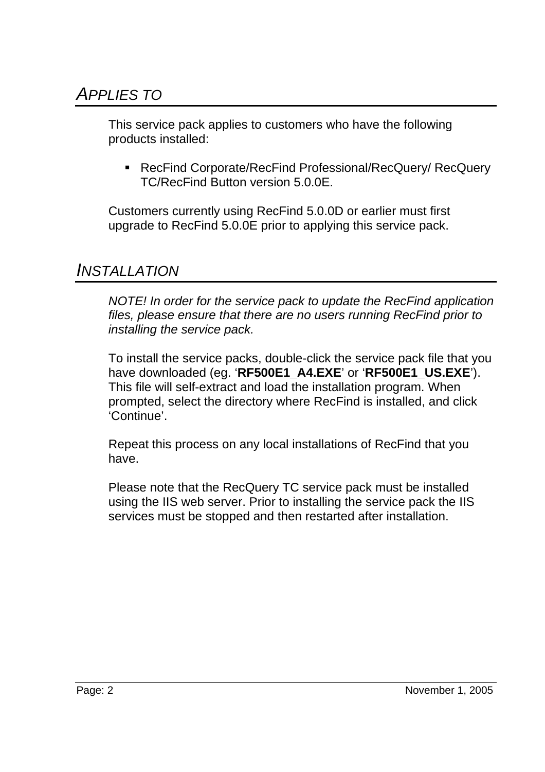## APPLIES TO

This service pack applies to customers who have the following products installed:

- RecFind Corporate/RecFind Professional/RecQuery/ RecQuery TC/RecFind Button version 5.0.0E.

Customers currently using RecFind 5.0.0D or earlier must first upgrade to RecFind 5.0.0E prior to applying this service pack.

## INSTALLATION

*NOTE! In order for the service pack to update the RecFind application files, please ensure that there are no users running RecFind prior to installing the service pack.*

To install the service packs, double-click the service pack file that you have downloaded (eg. '**RF500E1_A4.EXE**' or '**RF500E1_US.EXE**'). This file will self-extract and load the installation program. When prompted, select the directory where RecFind is installed, and click 'Continue'.

Repeat this process on any local installations of RecFind that you have.

Please note that the RecQuery TC service pack must be installed using the IIS web server. Prior to installing the service pack the IIS services must be stopped and then restarted after installation.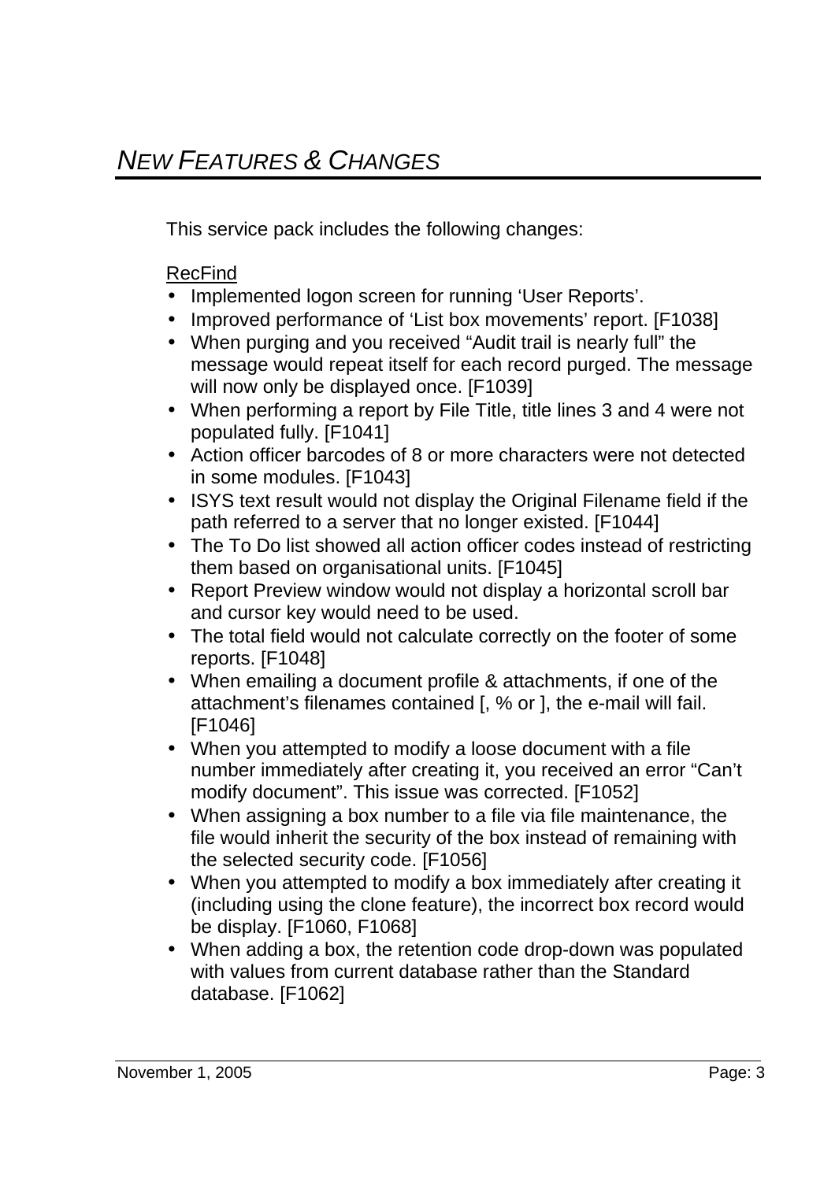# *NEW FEATURES & CHANGES*

This service pack includes the following changes:

RecFind

- Implemented logon screen for running 'User Reports'.
- Improved performance of 'List box movements' report. [F1038]
- When purging and you received "Audit trail is nearly full" the message would repeat itself for each record purged. The message will now only be displayed once. [F1039]
- When performing a report by File Title, title lines 3 and 4 were not populated fully. [F1041]
- Action officer barcodes of 8 or more characters were not detected in some modules. [F1043]
- ISYS text result would not display the Original Filename field if the path referred to a server that no longer existed. [F1044]
- The To Do list showed all action officer codes instead of restricting them based on organisational units. [F1045]
- Report Preview window would not display a horizontal scroll bar and cursor key would need to be used.
- The total field would not calculate correctly on the footer of some reports. [F1048]
- When emailing a document profile & attachments, if one of the attachment's filenames contained [, % or ], the e-mail will fail. [F1046]
- When you attempted to modify a loose document with a file number immediately after creating it, you received an error "Can't modify document". This issue was corrected. [F1052]
- When assigning a box number to a file via file maintenance, the file would inherit the security of the box instead of remaining with the selected security code. [F1056]
- When you attempted to modify a box immediately after creating it (including using the clone feature), the incorrect box record would be display. [F1060, F1068]
- When adding a box, the retention code drop-down was populated with values from current database rather than the Standard database. [F1062]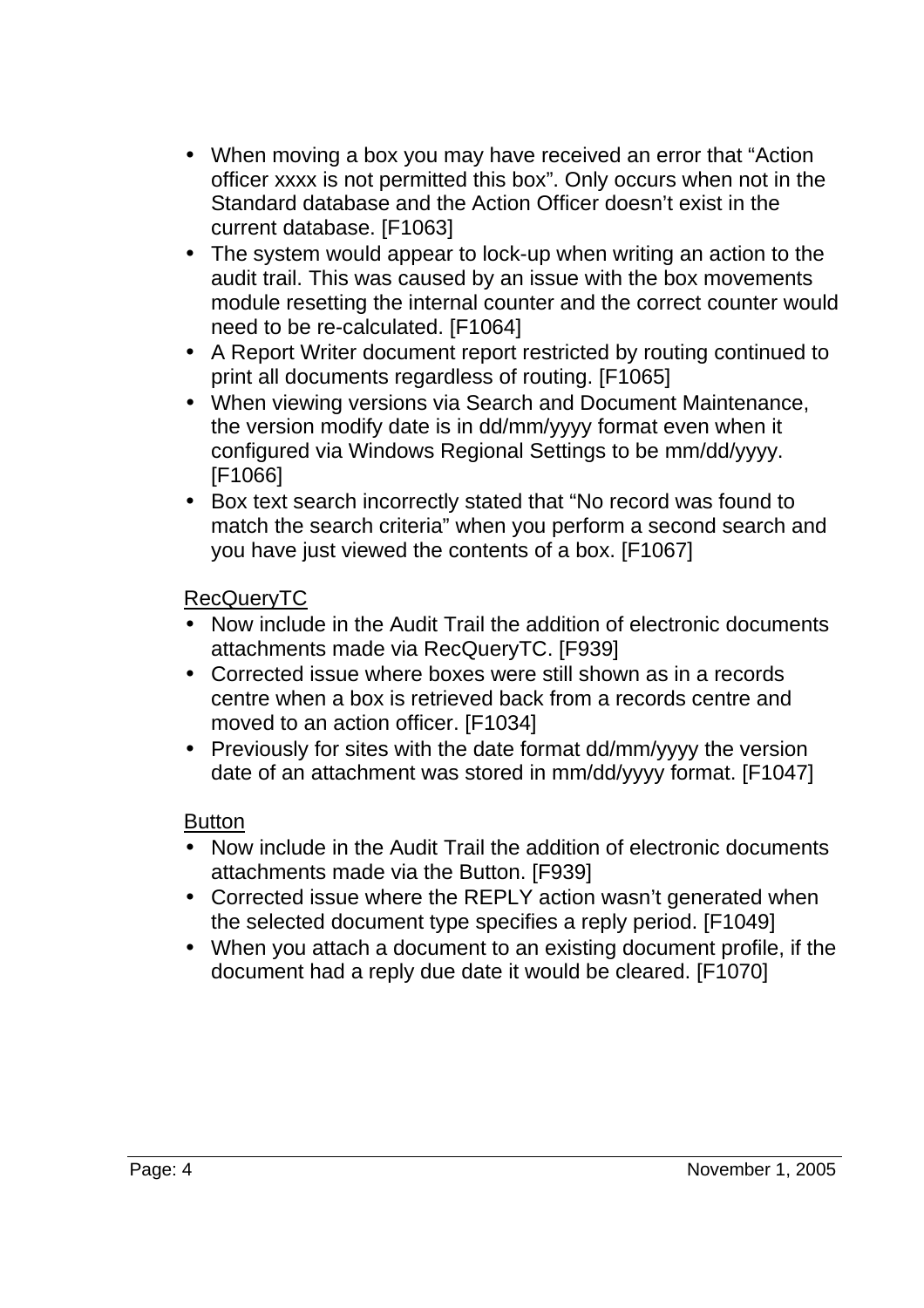- When moving a box you may have received an error that “Action officer xxxx is not permitted this box”. Only occurs when not in the Standard database and the Action Officer doesn’t exist in the current database. [F1063]
- The system would appear to lock-up when writing an action to the audit trail. This was caused by an issue with the box movements module resetting the internal counter and the correct counter would need to be re-calculated. [F1064]
- A Report Writer document report restricted by routing continued to print all documents regardless of routing. [F1065]
- When viewing versions via Search and Document Maintenance, the version modify date is in dd/mm/yyyy format even when it configured via Windows Regional Settings to be mm/dd/yyyy. [F1066]
- Box text search incorrectly stated that “No record was found to match the search criteria” when you perform a second search and you have just viewed the contents of a box. [F1067]

<u>RecQueryTC</u>

- Now include in the Audit Trail the addition of electronic documents attachments made via RecQueryTC. [F939]
- Corrected issue where boxes were still shown as in a records centre when a box is retrieved back from a records centre and moved to an action officer. [F1034]
- Previously for sites with the date format dd/mm/yyyy the version date of an attachment was stored in mm/dd/yyyy format. [F1047]

<u>Button</u>

- Now include in the Audit Trail the addition of electronic documents attachments made via the Button. [F939]
- Corrected issue where the REPLY action wasn’t generated when the selected document type specifies a reply period. [F1049]
- When you attach a document to an existing document profile, if the document had a reply due date it would be cleared. [F1070]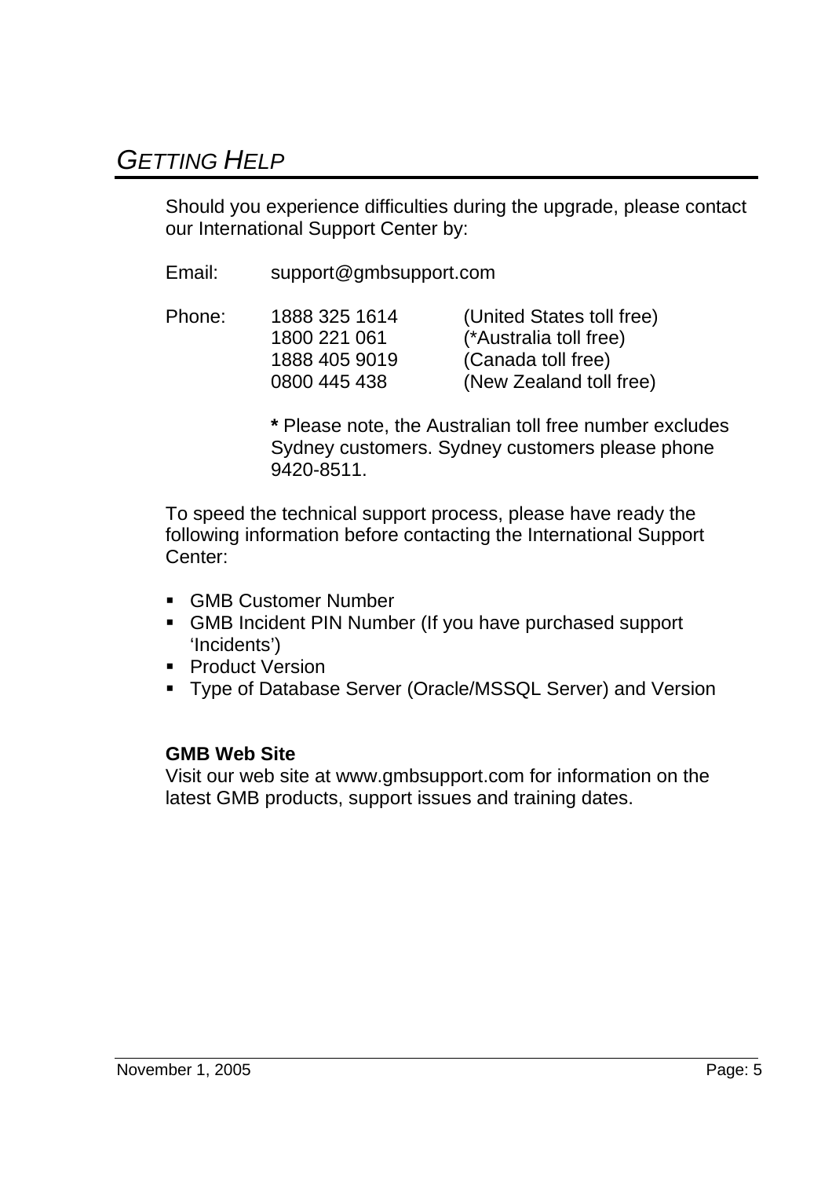## *GETTING HELP*

Should you experience difficulties during the upgrade, please contact our International Support Center by:

Email: support@gmbsupport.com

| | | |
|---|---|---|
| Phone: | 1888 325 1614 | (United States toll free) |
| | 1800 221 061 | (*Australia toll free) |
| | 1888 405 9019 | (Canada toll free) |
| | 0800 445 438 | (New Zealand toll free) |

**\*** Please note, the Australian toll free number excludes Sydney customers. Sydney customers please phone 9420-8511.

To speed the technical support process, please have ready the following information before contacting the International Support Center:

- GMB Customer Number
- GMB Incident PIN Number (If you have purchased support 'Incidents')
- Product Version
- Type of Database Server (Oracle/MSSQL Server) and Version

**GMB Web Site**
Visit our web site at www.gmbsupport.com for information on the latest GMB products, support issues and training dates.